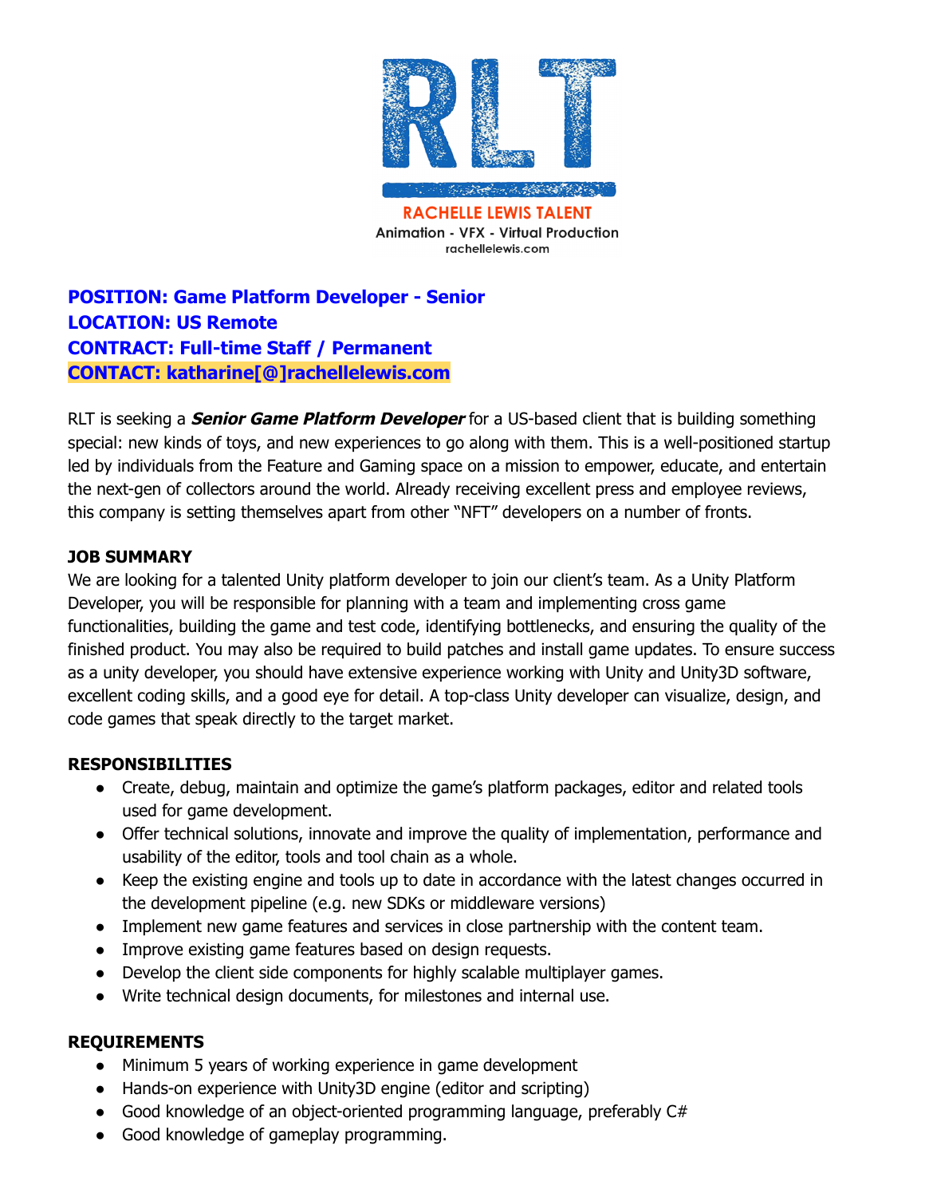RLT

RACHELLE LEWIS TALENT
Animation - VFX - Virtual Production
rachellelewis.com

**POSITION: Game Platform Developer - Senior**
**LOCATION: US Remote**
**CONTRACT: Full-time Staff / Permanent**
**CONTACT: katharine[@]rachellelewis.com**

RLT is seeking a ***Senior Game Platform Developer*** for a US-based client that is building something special: new kinds of toys, and new experiences to go along with them. This is a well-positioned startup led by individuals from the Feature and Gaming space on a mission to empower, educate, and entertain the next-gen of collectors around the world. Already receiving excellent press and employee reviews, this company is setting themselves apart from other "NFT" developers on a number of fronts.

**JOB SUMMARY**

We are looking for a talented Unity platform developer to join our client's team. As a Unity Platform Developer, you will be responsible for planning with a team and implementing cross game functionalities, building the game and test code, identifying bottlenecks, and ensuring the quality of the finished product. You may also be required to build patches and install game updates. To ensure success as a unity developer, you should have extensive experience working with Unity and Unity3D software, excellent coding skills, and a good eye for detail. A top-class Unity developer can visualize, design, and code games that speak directly to the target market.

**RESPONSIBILITIES**

- Create, debug, maintain and optimize the game's platform packages, editor and related tools used for game development.
- Offer technical solutions, innovate and improve the quality of implementation, performance and usability of the editor, tools and tool chain as a whole.
- Keep the existing engine and tools up to date in accordance with the latest changes occurred in the development pipeline (e.g. new SDKs or middleware versions)
- Implement new game features and services in close partnership with the content team.
- Improve existing game features based on design requests.
- Develop the client side components for highly scalable multiplayer games.
- Write technical design documents, for milestones and internal use.

**REQUIREMENTS**

- Minimum 5 years of working experience in game development
- Hands-on experience with Unity3D engine (editor and scripting)
- Good knowledge of an object-oriented programming language, preferably C#
- Good knowledge of gameplay programming.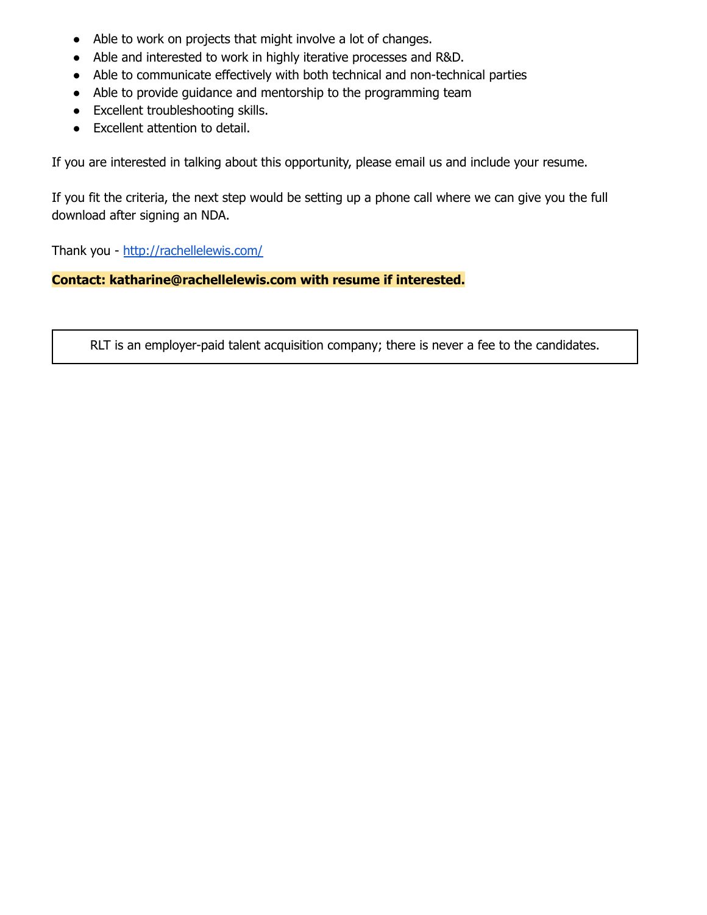- Able to work on projects that might involve a lot of changes.
- Able and interested to work in highly iterative processes and R&D.
- Able to communicate effectively with both technical and non-technical parties
- Able to provide guidance and mentorship to the programming team
- Excellent troubleshooting skills.
- Excellent attention to detail.

If you are interested in talking about this opportunity, please email us and include your resume.

If you fit the criteria, the next step would be setting up a phone call where we can give you the full download after signing an NDA.

Thank you - [http://rachellelewis.com/](http://rachellelewis.com/)

**Contact: katharine@rachellelewis.com with resume if interested.**

| RLT is an employer-paid talent acquisition company; there is never a fee to the candidates. |
|---|